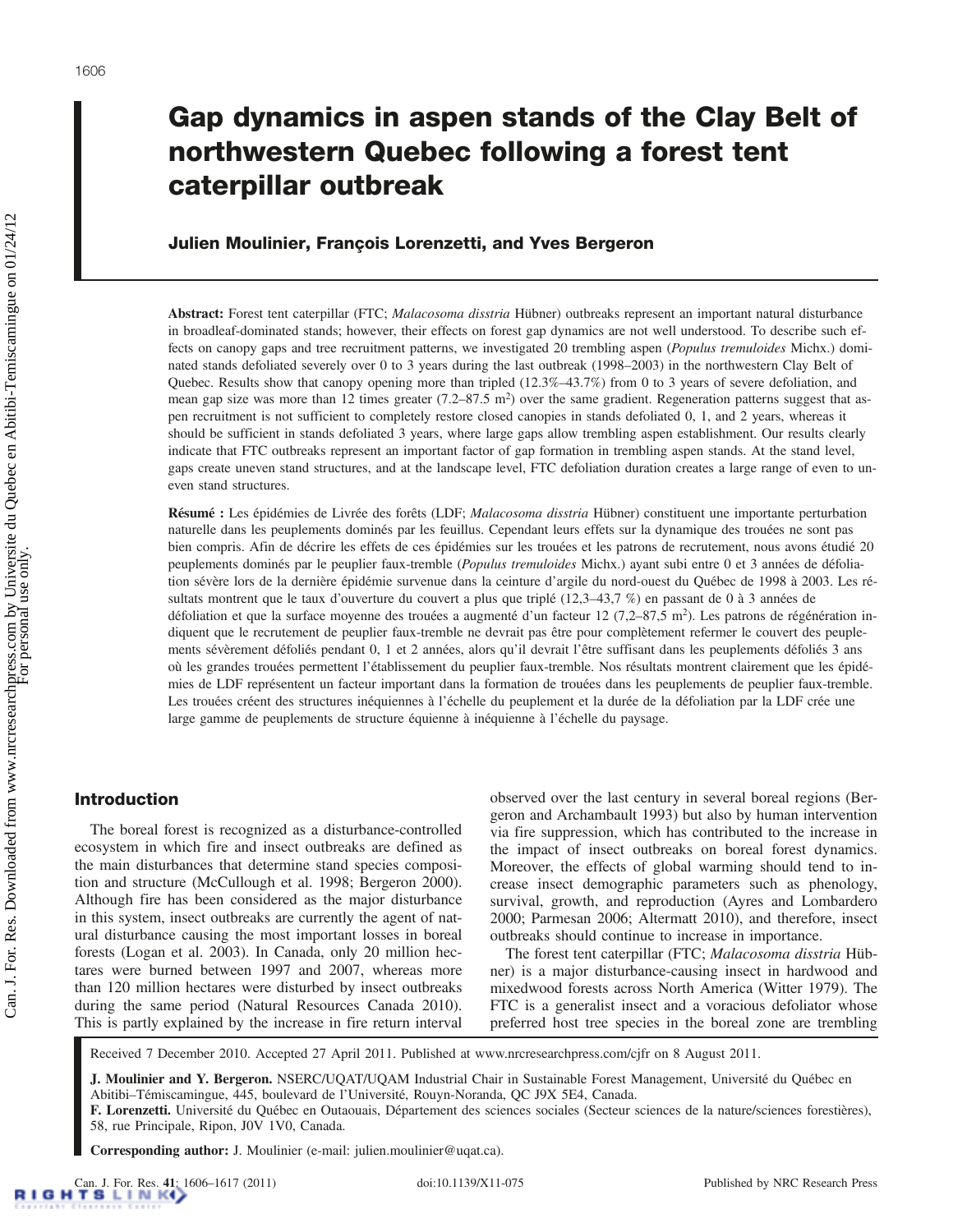# Gap dynamics in aspen stands of the Clay Belt of northwestern Quebec following a forest tent caterpillar outbreak

**Julien Moulinier, François Lorenzetti, and Yves Bergeron**

**Abstract:** Forest tent caterpillar (FTC; *Malacosoma disstria* Hübner) outbreaks represent an important natural disturbance in broadleaf-dominated stands; however, their effects on forest gap dynamics are not well understood. To describe such effects on canopy gaps and tree recruitment patterns, we investigated 20 trembling aspen (*Populus tremuloides* Michx.) dominated stands defoliated severely over 0 to 3 years during the last outbreak (1998–2003) in the northwestern Clay Belt of Quebec. Results show that canopy opening more than tripled (12.3%–43.7%) from 0 to 3 years of severe defoliation, and mean gap size was more than 12 times greater (7.2–87.5 $m^2$) over the same gradient. Regeneration patterns suggest that aspen recruitment is not sufficient to completely restore closed canopies in stands defoliated 0, 1, and 2 years, whereas it should be sufficient in stands defoliated 3 years, where large gaps allow trembling aspen establishment. Our results clearly indicate that FTC outbreaks represent an important factor of gap formation in trembling aspen stands. At the stand level, gaps create uneven stand structures, and at the landscape level, FTC defoliation duration creates a large range of even to uneven stand structures.

**Résumé :** Les épidémies de Livrée des forêts (LDF; *Malacosoma disstria* Hübner) constituent une importante perturbation naturelle dans les peuplements dominés par les feuillus. Cependant leurs effets sur la dynamique des trouées ne sont pas bien compris. Afin de décrire les effets de ces épidémies sur les trouées et les patrons de recrutement, nous avons étudié 20 peuplements dominés par le peuplier faux-tremble (*Populus tremuloides* Michx.) ayant subi entre 0 et 3 années de défoliation sévère lors de la dernière épidémie survenue dans la ceinture d'argile du nord-ouest du Québec de 1998 à 2003. Les résultats montrent que le taux d'ouverture du couvert a plus que triplé (12,3–43,7 %) en passant de 0 à 3 années de défoliation et que la surface moyenne des trouées a augmenté d'un facteur 12 (7,2–87,5 $m^2$). Les patrons de régénération indiquent que le recrutement de peuplier faux-tremble ne devrait pas être pour complètement refermer le couvert des peuplements sévèrement défoliés pendant 0, 1 et 2 années, alors qu'il devrait l'être suffisant dans les peuplements défoliés 3 ans où les grandes trouées permettent l'établissement du peuplier faux-tremble. Nos résultats montrent clairement que les épidémies de LDF représentent un facteur important dans la formation de trouées dans les peuplements de peuplier faux-tremble. Les trouées créent des structures inéquiennes à l'échelle du peuplement et la durée de la défoliation par la LDF crée une large gamme de peuplements de structure équienne à inéquienne à l'échelle du paysage.

## Introduction

The boreal forest is recognized as a disturbance-controlled ecosystem in which fire and insect outbreaks are defined as the main disturbances that determine stand species composition and structure (McCullough et al. 1998; Bergeron 2000). Although fire has been considered as the major disturbance in this system, insect outbreaks are currently the agent of natural disturbance causing the most important losses in boreal forests (Logan et al. 2003). In Canada, only 20 million hectares were burned between 1997 and 2007, whereas more than 120 million hectares were disturbed by insect outbreaks during the same period (Natural Resources Canada 2010). This is partly explained by the increase in fire return interval observed over the last century in several boreal regions (Bergeron and Archambault 1993) but also by human intervention via fire suppression, which has contributed to the increase in the impact of insect outbreaks on boreal forest dynamics. Moreover, the effects of global warming should tend to increase insect demographic parameters such as phenology, survival, growth, and reproduction (Ayres and Lombardero 2000; Parmesan 2006; Altermatt 2010), and therefore, insect outbreaks should continue to increase in importance.

The forest tent caterpillar (FTC; *Malacosoma disstria* Hübner) is a major disturbance-causing insect in hardwood and mixedwood forests across North America (Witter 1979). The FTC is a generalist insect and a voracious defoliator whose preferred host tree species in the boreal zone are trembling

Received 7 December 2010. Accepted 27 April 2011. Published at www.nrcresearchpress.com/cjfr on 8 August 2011.

**J. Moulinier and Y. Bergeron.** NSERC/UQAT/UQAM Industrial Chair in Sustainable Forest Management, Université du Québec en Abitibi–Témiscamingue, 445, boulevard de l'Université, Rouyn-Noranda, QC J9X 5E4, Canada.
**F. Lorenzetti.** Université du Québec en Outaouais, Département des sciences sociales (Secteur sciences de la nature/sciences forestières), 58, rue Principale, Ripon, J0V 1V0, Canada.

**Corresponding author:** J. Moulinier (e-mail: julien.moulinier@uqat.ca).

doi:10.1139/X11-075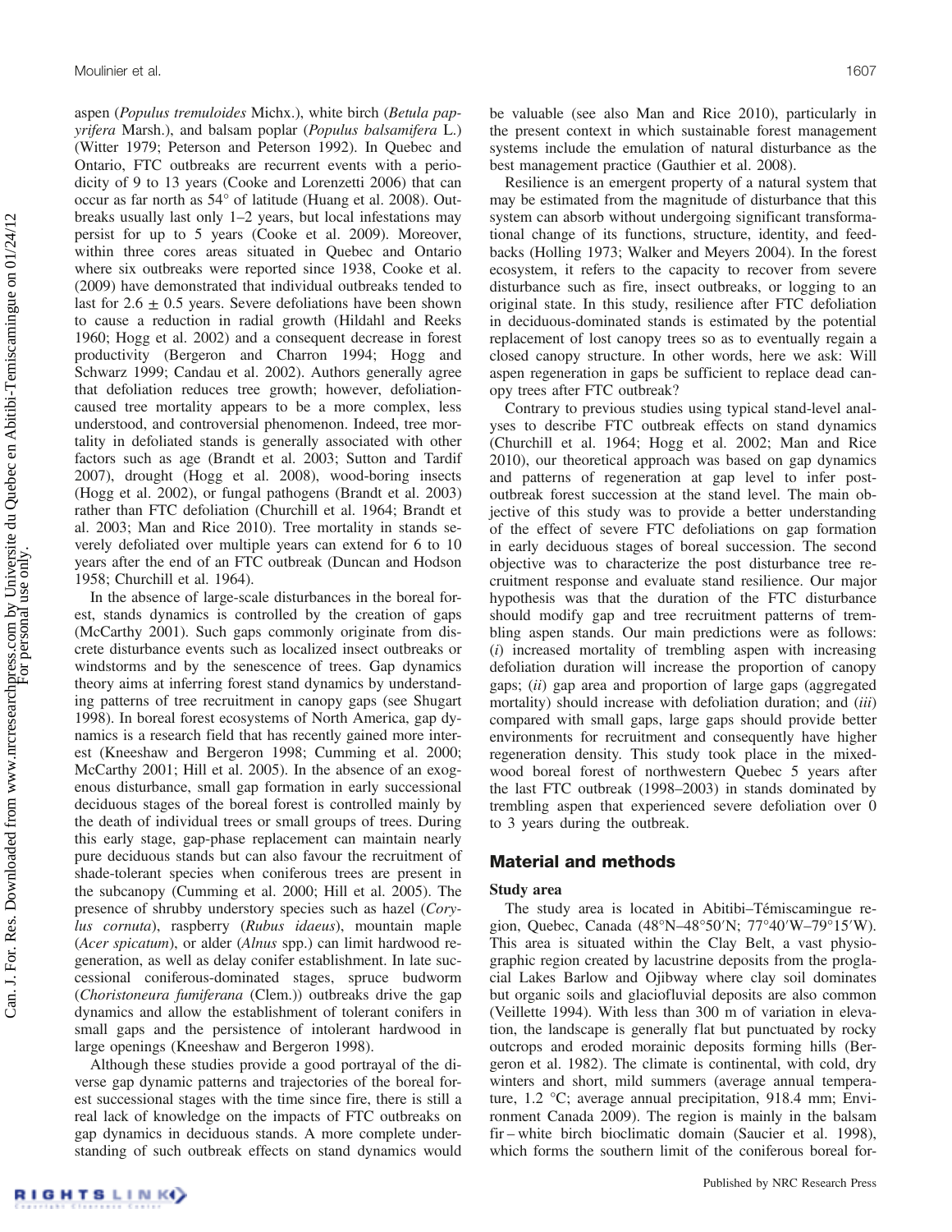aspen (*Populus tremuloides* Michx.), white birch (*Betula papyrifera* Marsh.), and balsam poplar (*Populus balsamifera* L.) (Witter 1979; Peterson and Peterson 1992). In Quebec and Ontario, FTC outbreaks are recurrent events with a periodicity of 9 to 13 years (Cooke and Lorenzetti 2006) that can occur as far north as 54° of latitude (Huang et al. 2008). Outbreaks usually last only 1–2 years, but local infestations may persist for up to 5 years (Cooke et al. 2009). Moreover, within three cores areas situated in Quebec and Ontario where six outbreaks were reported since 1938, Cooke et al. (2009) have demonstrated that individual outbreaks tended to last for 2.6 ± 0.5 years. Severe defoliations have been shown to cause a reduction in radial growth (Hildahl and Reeks 1960; Hogg et al. 2002) and a consequent decrease in forest productivity (Bergeron and Charron 1994; Hogg and Schwarz 1999; Candau et al. 2002). Authors generally agree that defoliation reduces tree growth; however, defoliation-caused tree mortality appears to be a more complex, less understood, and controversial phenomenon. Indeed, tree mortality in defoliated stands is generally associated with other factors such as age (Brandt et al. 2003; Sutton and Tardif 2007), drought (Hogg et al. 2008), wood-boring insects (Hogg et al. 2002), or fungal pathogens (Brandt et al. 2003) rather than FTC defoliation (Churchill et al. 1964; Brandt et al. 2003; Man and Rice 2010). Tree mortality in stands severely defoliated over multiple years can extend for 6 to 10 years after the end of an FTC outbreak (Duncan and Hodson 1958; Churchill et al. 1964).

In the absence of large-scale disturbances in the boreal forest, stands dynamics is controlled by the creation of gaps (McCarthy 2001). Such gaps commonly originate from discrete disturbance events such as localized insect outbreaks or windstorms and by the senescence of trees. Gap dynamics theory aims at inferring forest stand dynamics by understanding patterns of tree recruitment in canopy gaps (see Shugart 1998). In boreal forest ecosystems of North America, gap dynamics is a research field that has recently gained more interest (Kneeshaw and Bergeron 1998; Cumming et al. 2000; McCarthy 2001; Hill et al. 2005). In the absence of an exogenous disturbance, small gap formation in early successional deciduous stages of the boreal forest is controlled mainly by the death of individual trees or small groups of trees. During this early stage, gap-phase replacement can maintain nearly pure deciduous stands but can also favour the recruitment of shade-tolerant species when coniferous trees are present in the subcanopy (Cumming et al. 2000; Hill et al. 2005). The presence of shrubby understory species such as hazel (*Corylus cornuta*), raspberry (*Rubus idaeus*), mountain maple (*Acer spicatum*), or alder (*Alnus* spp.) can limit hardwood regeneration, as well as delay conifer establishment. In late successional coniferous-dominated stages, spruce budworm (*Choristoneura fumiferana* (Clem.)) outbreaks drive the gap dynamics and allow the establishment of tolerant conifers in small gaps and the persistence of intolerant hardwood in large openings (Kneeshaw and Bergeron 1998).

Although these studies provide a good portrayal of the diverse gap dynamic patterns and trajectories of the boreal forest successional stages with the time since fire, there is still a real lack of knowledge on the impacts of FTC outbreaks on gap dynamics in deciduous stands. A more complete understanding of such outbreak effects on stand dynamics would be valuable (see also Man and Rice 2010), particularly in the present context in which sustainable forest management systems include the emulation of natural disturbance as the best management practice (Gauthier et al. 2008).

Resilience is an emergent property of a natural system that may be estimated from the magnitude of disturbance that this system can absorb without undergoing significant transformational change of its functions, structure, identity, and feedbacks (Holling 1973; Walker and Meyers 2004). In the forest ecosystem, it refers to the capacity to recover from severe disturbance such as fire, insect outbreaks, or logging to an original state. In this study, resilience after FTC defoliation in deciduous-dominated stands is estimated by the potential replacement of lost canopy trees so as to eventually regain a closed canopy structure. In other words, here we ask: Will aspen regeneration in gaps be sufficient to replace dead canopy trees after FTC outbreak?

Contrary to previous studies using typical stand-level analyses to describe FTC outbreak effects on stand dynamics (Churchill et al. 1964; Hogg et al. 2002; Man and Rice 2010), our theoretical approach was based on gap dynamics and patterns of regeneration at gap level to infer post-outbreak forest succession at the stand level. The main objective of this study was to provide a better understanding of the effect of severe FTC defoliations on gap formation in early deciduous stages of boreal succession. The second objective was to characterize the post disturbance tree recruitment response and evaluate stand resilience. Our major hypothesis was that the duration of the FTC disturbance should modify gap and tree recruitment patterns of trembling aspen stands. Our main predictions were as follows: (*i*) increased mortality of trembling aspen with increasing defoliation duration will increase the proportion of canopy gaps; (*ii*) gap area and proportion of large gaps (aggregated mortality) should increase with defoliation duration; and (*iii*) compared with small gaps, large gaps should provide better environments for recruitment and consequently have higher regeneration density. This study took place in the mixedwood boreal forest of northwestern Quebec 5 years after the last FTC outbreak (1998–2003) in stands dominated by trembling aspen that experienced severe defoliation over 0 to 3 years during the outbreak.

## Material and methods

### Study area

The study area is located in Abitibi–Témiscamingue region, Quebec, Canada (48°N–48°50′N; 77°40′W–79°15′W). This area is situated within the Clay Belt, a vast physiographic region created by lacustrine deposits from the proglacial Lakes Barlow and Ojibway where clay soil dominates but organic soils and glaciofluvial deposits are also common (Veillette 1994). With less than 300 m of variation in elevation, the landscape is generally flat but punctuated by rocky outcrops and eroded morainic deposits forming hills (Bergeron et al. 1982). The climate is continental, with cold, dry winters and short, mild summers (average annual temperature, 1.2 °C; average annual precipitation, 918.4 mm; Environment Canada 2009). The region is mainly in the balsam fir – white birch bioclimatic domain (Saucier et al. 1998), which forms the southern limit of the coniferous boreal for-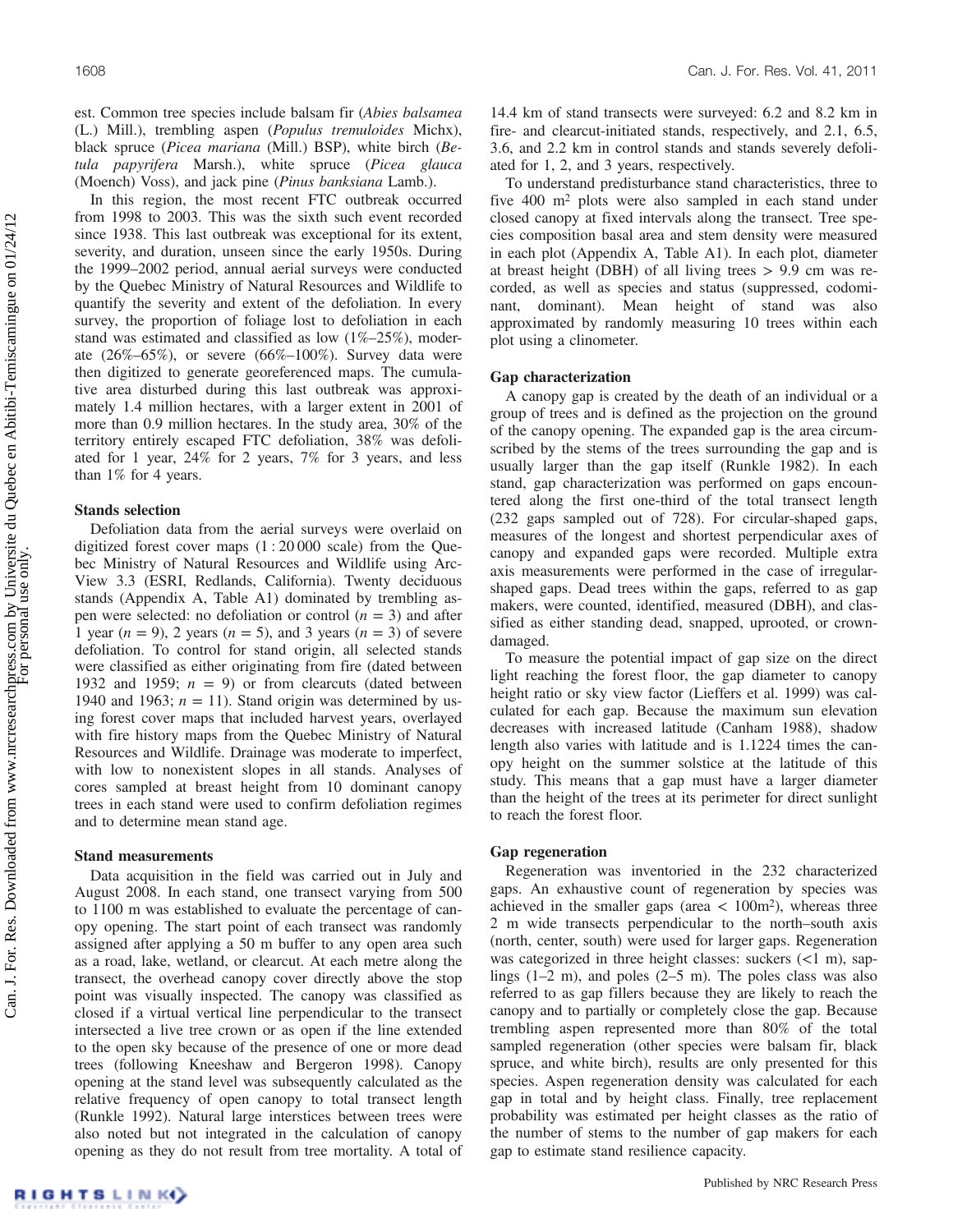est. Common tree species include balsam fir (*Abies balsamea* (L.) Mill.), trembling aspen (*Populus tremuloides* Michx), black spruce (*Picea mariana* (Mill.) BSP), white birch (*Betula papyrifera* Marsh.), white spruce (*Picea glauca* (Moench) Voss), and jack pine (*Pinus banksiana* Lamb.).

In this region, the most recent FTC outbreak occurred from 1998 to 2003. This was the sixth such event recorded since 1938. This last outbreak was exceptional for its extent, severity, and duration, unseen since the early 1950s. During the 1999–2002 period, annual aerial surveys were conducted by the Quebec Ministry of Natural Resources and Wildlife to quantify the severity and extent of the defoliation. In every survey, the proportion of foliage lost to defoliation in each stand was estimated and classified as low (1%–25%), moderate (26%–65%), or severe (66%–100%). Survey data were then digitized to generate georeferenced maps. The cumulative area disturbed during this last outbreak was approximately 1.4 million hectares, with a larger extent in 2001 of more than 0.9 million hectares. In the study area, 30% of the territory entirely escaped FTC defoliation, 38% was defoliated for 1 year, 24% for 2 years, 7% for 3 years, and less than 1% for 4 years.

### Stands selection

Defoliation data from the aerial surveys were overlaid on digitized forest cover maps (1 : 20 000 scale) from the Quebec Ministry of Natural Resources and Wildlife using ArcView 3.3 (ESRI, Redlands, California). Twenty deciduous stands (Appendix A, Table A1) dominated by trembling aspen were selected: no defoliation or control ($n = 3$) and after 1 year ($n = 9$), 2 years ($n = 5$), and 3 years ($n = 3$) of severe defoliation. To control for stand origin, all selected stands were classified as either originating from fire (dated between 1932 and 1959; $n = 9$) or from clearcuts (dated between 1940 and 1963; $n = 11$). Stand origin was determined by using forest cover maps that included harvest years, overlayed with fire history maps from the Quebec Ministry of Natural Resources and Wildlife. Drainage was moderate to imperfect, with low to nonexistent slopes in all stands. Analyses of cores sampled at breast height from 10 dominant canopy trees in each stand were used to confirm defoliation regimes and to determine mean stand age.

### Stand measurements

Data acquisition in the field was carried out in July and August 2008. In each stand, one transect varying from 500 to 1100 m was established to evaluate the percentage of canopy opening. The start point of each transect was randomly assigned after applying a 50 m buffer to any open area such as a road, lake, wetland, or clearcut. At each metre along the transect, the overhead canopy cover directly above the stop point was visually inspected. The canopy was classified as closed if a virtual vertical line perpendicular to the transect intersected a live tree crown or as open if the line extended to the open sky because of the presence of one or more dead trees (following Kneeshaw and Bergeron 1998). Canopy opening at the stand level was subsequently calculated as the relative frequency of open canopy to total transect length (Runkle 1992). Natural large interstices between trees were also noted but not integrated in the calculation of canopy opening as they do not result from tree mortality. A total of 14.4 km of stand transects were surveyed: 6.2 and 8.2 km in fire- and clearcut-initiated stands, respectively, and 2.1, 6.5, 3.6, and 2.2 km in control stands and stands severely defoliated for 1, 2, and 3 years, respectively.

To understand predisturbance stand characteristics, three to five 400 m$^2$ plots were also sampled in each stand under closed canopy at fixed intervals along the transect. Tree species composition basal area and stem density were measured in each plot (Appendix A, Table A1). In each plot, diameter at breast height (DBH) of all living trees > 9.9 cm was recorded, as well as species and status (suppressed, codominant, dominant). Mean height of stand was also approximated by randomly measuring 10 trees within each plot using a clinometer.

### Gap characterization

A canopy gap is created by the death of an individual or a group of trees and is defined as the projection on the ground of the canopy opening. The expanded gap is the area circumscribed by the stems of the trees surrounding the gap and is usually larger than the gap itself (Runkle 1982). In each stand, gap characterization was performed on gaps encountered along the first one-third of the total transect length (232 gaps sampled out of 728). For circular-shaped gaps, measures of the longest and shortest perpendicular axes of canopy and expanded gaps were recorded. Multiple extra axis measurements were performed in the case of irregular-shaped gaps. Dead trees within the gaps, referred to as gap makers, were counted, identified, measured (DBH), and classified as either standing dead, snapped, uprooted, or crown-damaged.

To measure the potential impact of gap size on the direct light reaching the forest floor, the gap diameter to canopy height ratio or sky view factor (Lieffers et al. 1999) was calculated for each gap. Because the maximum sun elevation decreases with increased latitude (Canham 1988), shadow length also varies with latitude and is 1.1224 times the canopy height on the summer solstice at the latitude of this study. This means that a gap must have a larger diameter than the height of the trees at its perimeter for direct sunlight to reach the forest floor.

### Gap regeneration

Regeneration was inventoried in the 232 characterized gaps. An exhaustive count of regeneration by species was achieved in the smaller gaps (area < 100m$^2$), whereas three 2 m wide transects perpendicular to the north–south axis (north, center, south) were used for larger gaps. Regeneration was categorized in three height classes: suckers (<1 m), saplings (1–2 m), and poles (2–5 m). The poles class was also referred to as gap fillers because they are likely to reach the canopy and to partially or completely close the gap. Because trembling aspen represented more than 80% of the total sampled regeneration (other species were balsam fir, black spruce, and white birch), results are only presented for this species. Aspen regeneration density was calculated for each gap in total and by height class. Finally, tree replacement probability was estimated per height classes as the ratio of the number of stems to the number of gap makers for each gap to estimate stand resilience capacity.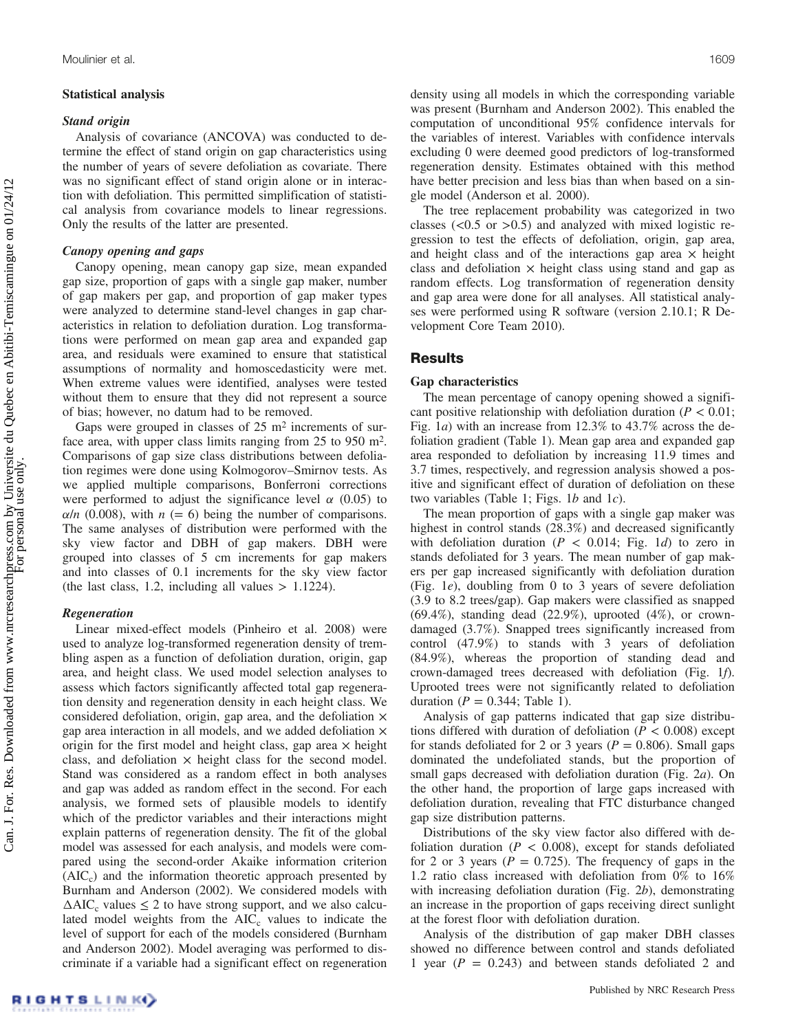## Statistical analysis

### Stand origin

Analysis of covariance (ANCOVA) was conducted to determine the effect of stand origin on gap characteristics using the number of years of severe defoliation as covariate. There was no significant effect of stand origin alone or in interaction with defoliation. This permitted simplification of statistical analysis from covariance models to linear regressions. Only the results of the latter are presented.

### Canopy opening and gaps

Canopy opening, mean canopy gap size, mean expanded gap size, proportion of gaps with a single gap maker, number of gap makers per gap, and proportion of gap maker types were analyzed to determine stand-level changes in gap characteristics in relation to defoliation duration. Log transformations were performed on mean gap area and expanded gap area, and residuals were examined to ensure that statistical assumptions of normality and homoscedasticity were met. When extreme values were identified, analyses were tested without them to ensure that they did not represent a source of bias; however, no datum had to be removed.

Gaps were grouped in classes of 25 $m^2$ increments of surface area, with upper class limits ranging from 25 to 950 $m^2$. Comparisons of gap size class distributions between defoliation regimes were done using Kolmogorov–Smirnov tests. As we applied multiple comparisons, Bonferroni corrections were performed to adjust the significance level $\alpha$ (0.05) to $\alpha/n$ (0.008), with $n$ (= 6) being the number of comparisons. The same analyses of distribution were performed with the sky view factor and DBH of gap makers. DBH were grouped into classes of 5 cm increments for gap makers and into classes of 0.1 increments for the sky view factor (the last class, 1.2, including all values > 1.1224).

### Regeneration

Linear mixed-effect models (Pinheiro et al. 2008) were used to analyze log-transformed regeneration density of trembling aspen as a function of defoliation duration, origin, gap area, and height class. We used model selection analyses to assess which factors significantly affected total gap regeneration density and regeneration density in each height class. We considered defoliation, origin, gap area, and the defoliation × gap area interaction in all models, and we added defoliation × origin for the first model and height class, gap area × height class, and defoliation × height class for the second model. Stand was considered as a random effect in both analyses and gap was added as random effect in the second. For each analysis, we formed sets of plausible models to identify which of the predictor variables and their interactions might explain patterns of regeneration density. The fit of the global model was assessed for each analysis, and models were compared using the second-order Akaike information criterion ($AIC_c$) and the information theoretic approach presented by Burnham and Anderson (2002). We considered models with $\Delta AIC_c$ values $\leq 2$ to have strong support, and we also calculated model weights from the $AIC_c$ values to indicate the level of support for each of the models considered (Burnham and Anderson 2002). Model averaging was performed to discriminate if a variable had a significant effect on regeneration density using all models in which the corresponding variable was present (Burnham and Anderson 2002). This enabled the computation of unconditional 95% confidence intervals for the variables of interest. Variables with confidence intervals excluding 0 were deemed good predictors of log-transformed regeneration density. Estimates obtained with this method have better precision and less bias than when based on a single model (Anderson et al. 2000).

The tree replacement probability was categorized in two classes (<0.5 or >0.5) and analyzed with mixed logistic regression to test the effects of defoliation, origin, gap area, and height class and of the interactions gap area × height class and defoliation × height class using stand and gap as random effects. Log transformation of regeneration density and gap area were done for all analyses. All statistical analyses were performed using R software (version 2.10.1; R Development Core Team 2010).

# Results

## Gap characteristics

The mean percentage of canopy opening showed a significant positive relationship with defoliation duration ($P < 0.01$; Fig. 1*a*) with an increase from 12.3% to 43.7% across the defoliation gradient (Table 1). Mean gap area and expanded gap area responded to defoliation by increasing 11.9 times and 3.7 times, respectively, and regression analysis showed a positive and significant effect of duration of defoliation on these two variables (Table 1; Figs. 1*b* and 1*c*).

The mean proportion of gaps with a single gap maker was highest in control stands (28.3%) and decreased significantly with defoliation duration ($P < 0.014$; Fig. 1*d*) to zero in stands defoliated for 3 years. The mean number of gap makers per gap increased significantly with defoliation duration (Fig. 1*e*), doubling from 0 to 3 years of severe defoliation (3.9 to 8.2 trees/gap). Gap makers were classified as snapped (69.4%), standing dead (22.9%), uprooted (4%), or crown-damaged (3.7%). Snapped trees significantly increased from control (47.9%) to stands with 3 years of defoliation (84.9%), whereas the proportion of standing dead and crown-damaged trees decreased with defoliation (Fig. 1*f*). Uprooted trees were not significantly related to defoliation duration ($P = 0.344$; Table 1).

Analysis of gap patterns indicated that gap size distributions differed with duration of defoliation ($P < 0.008$) except for stands defoliated for 2 or 3 years ($P = 0.806$). Small gaps dominated the undefoliated stands, but the proportion of small gaps decreased with defoliation duration (Fig. 2*a*). On the other hand, the proportion of large gaps increased with defoliation duration, revealing that FTC disturbance changed gap size distribution patterns.

Distributions of the sky view factor also differed with defoliation duration ($P < 0.008$), except for stands defoliated for 2 or 3 years ($P = 0.725$). The frequency of gaps in the 1.2 ratio class increased with defoliation from 0% to 16% with increasing defoliation duration (Fig. 2*b*), demonstrating an increase in the proportion of gaps receiving direct sunlight at the forest floor with defoliation duration.

Analysis of the distribution of gap maker DBH classes showed no difference between control and stands defoliated 1 year ($P = 0.243$) and between stands defoliated 2 and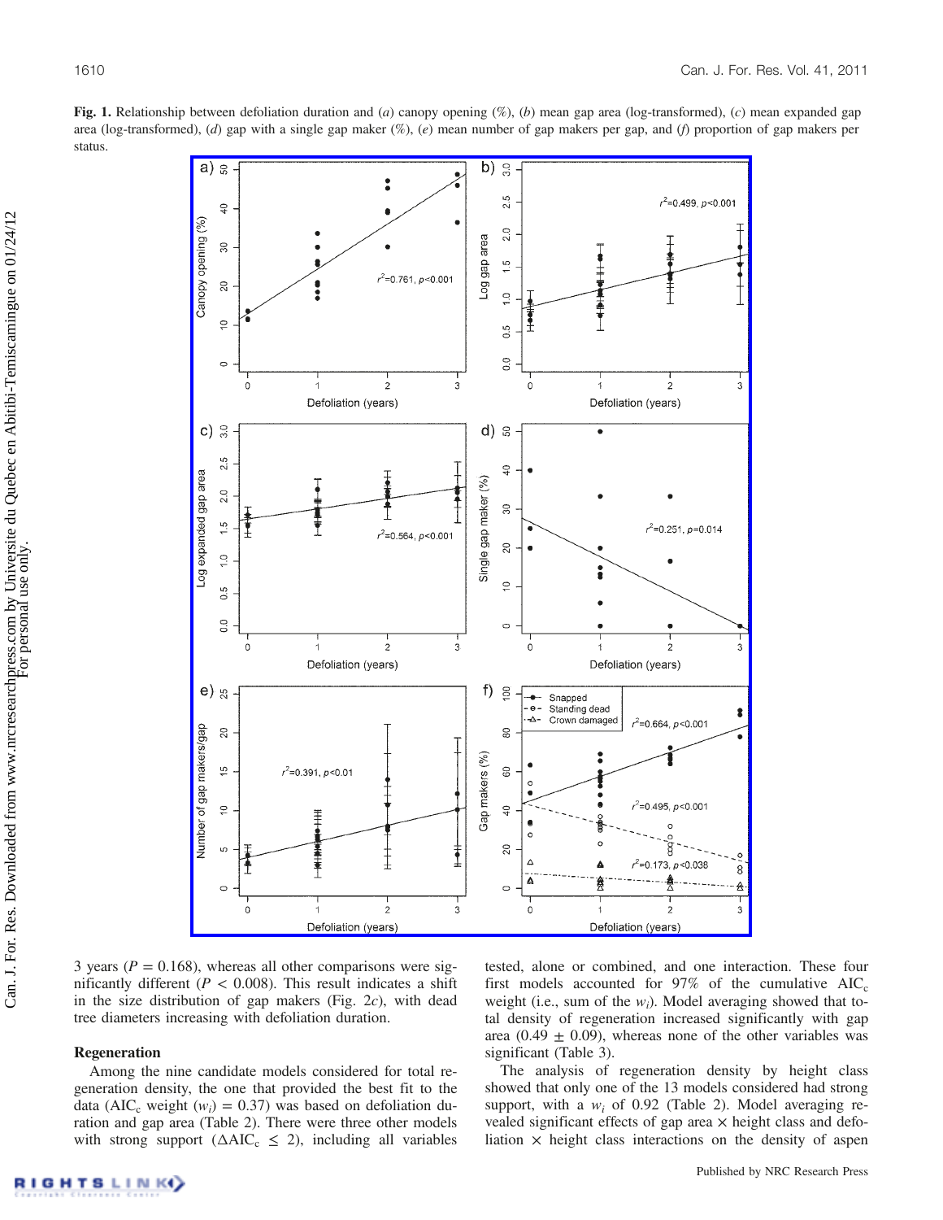**Fig. 1.** Relationship between defoliation duration and (*a*) canopy opening (%), (*b*) mean gap area (log-transformed), (*c*) mean expanded gap area (log-transformed), (*d*) gap with a single gap maker (%), (*e*) mean number of gap makers per gap, and (*f*) proportion of gap makers per status.

3 years ($P$ = 0.168), whereas all other comparisons were significantly different ($P$ < 0.008). This result indicates a shift in the size distribution of gap makers (Fig. 2*c*), with dead tree diameters increasing with defoliation duration.

## Regeneration

Among the nine candidate models considered for total regeneration density, the one that provided the best fit to the data ($AIC_c$ weight ($w_i$) = 0.37) was based on defoliation duration and gap area (Table 2). There were three other models with strong support ($\Delta AIC_c \leq 2$), including all variables tested, alone or combined, and one interaction. These four first models accounted for 97% of the cumulative $AIC_c$ weight (i.e., sum of the $w_i$). Model averaging showed that total density of regeneration increased significantly with gap area (0.49 ± 0.09), whereas none of the other variables was significant (Table 3).

The analysis of regeneration density by height class showed that only one of the 13 models considered had strong support, with a $w_i$ of 0.92 (Table 2). Model averaging revealed significant effects of gap area × height class and defoliation × height class interactions on the density of aspen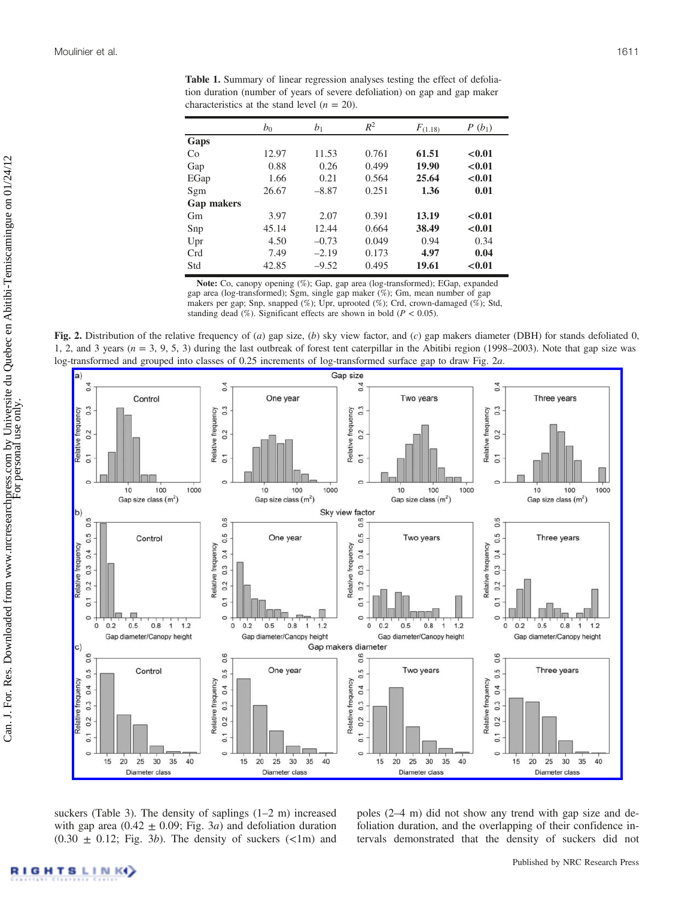**Table 1.** Summary of linear regression analyses testing the effect of defoliation duration (number of years of severe defoliation) on gap and gap maker characteristics at the stand level ($n$ = 20).

| | $b_0$ | $b_1$ | $R^2$ | $F_{(1,18)}$ | $P$ ($b_1$) |
|---|---|---|---|---|---|
| **Gaps** | | | | | |
| Co | 12.97 | 11.53 | 0.761 | **61.51** | **<0.01** |
| Gap | 0.88 | 0.26 | 0.499 | **19.90** | **<0.01** |
| EGap | 1.66 | 0.21 | 0.564 | **25.64** | **<0.01** |
| Sgm | 26.67 | –8.87 | 0.251 | **1.36** | **0.01** |
| **Gap makers** | | | | | |
| Gm | 3.97 | 2.07 | 0.391 | **13.19** | **<0.01** |
| Snp | 45.14 | 12.44 | 0.664 | **38.49** | **<0.01** |
| Upr | 4.50 | –0.73 | 0.049 | 0.94 | 0.34 |
| Crd | 7.49 | –2.19 | 0.173 | **4.97** | **0.04** |
| Std | 42.85 | –9.52 | 0.495 | **19.61** | **<0.01** |

**Note:** Co, canopy opening (%); Gap, gap area (log-transformed); EGap, expanded gap area (log-transformed); Sgm, single gap maker (%); Gm, mean number of gap makers per gap; Snp, snapped (%); Upr, uprooted (%); Crd, crown-damaged (%); Std, standing dead (%). Significant effects are shown in bold ($P$ < 0.05).

**Fig. 2.** Distribution of the relative frequency of (*a*) gap size, (*b*) sky view factor, and (*c*) gap makers diameter (DBH) for stands defoliated 0, 1, 2, and 3 years ($n$ = 3, 9, 5, 3) during the last outbreak of forest tent caterpillar in the Abitibi region (1998–2003). Note that gap size was log-transformed and grouped into classes of 0.25 increments of log-transformed surface gap to draw Fig. 2*a*.

suckers (Table 3). The density of saplings (1–2 m) increased with gap area (0.42 ± 0.09; Fig. 3*a*) and defoliation duration (0.30 ± 0.12; Fig. 3*b*). The density of suckers (<1m) and poles (2–4 m) did not show any trend with gap size and defoliation duration, and the overlapping of their confidence intervals demonstrated that the density of suckers did not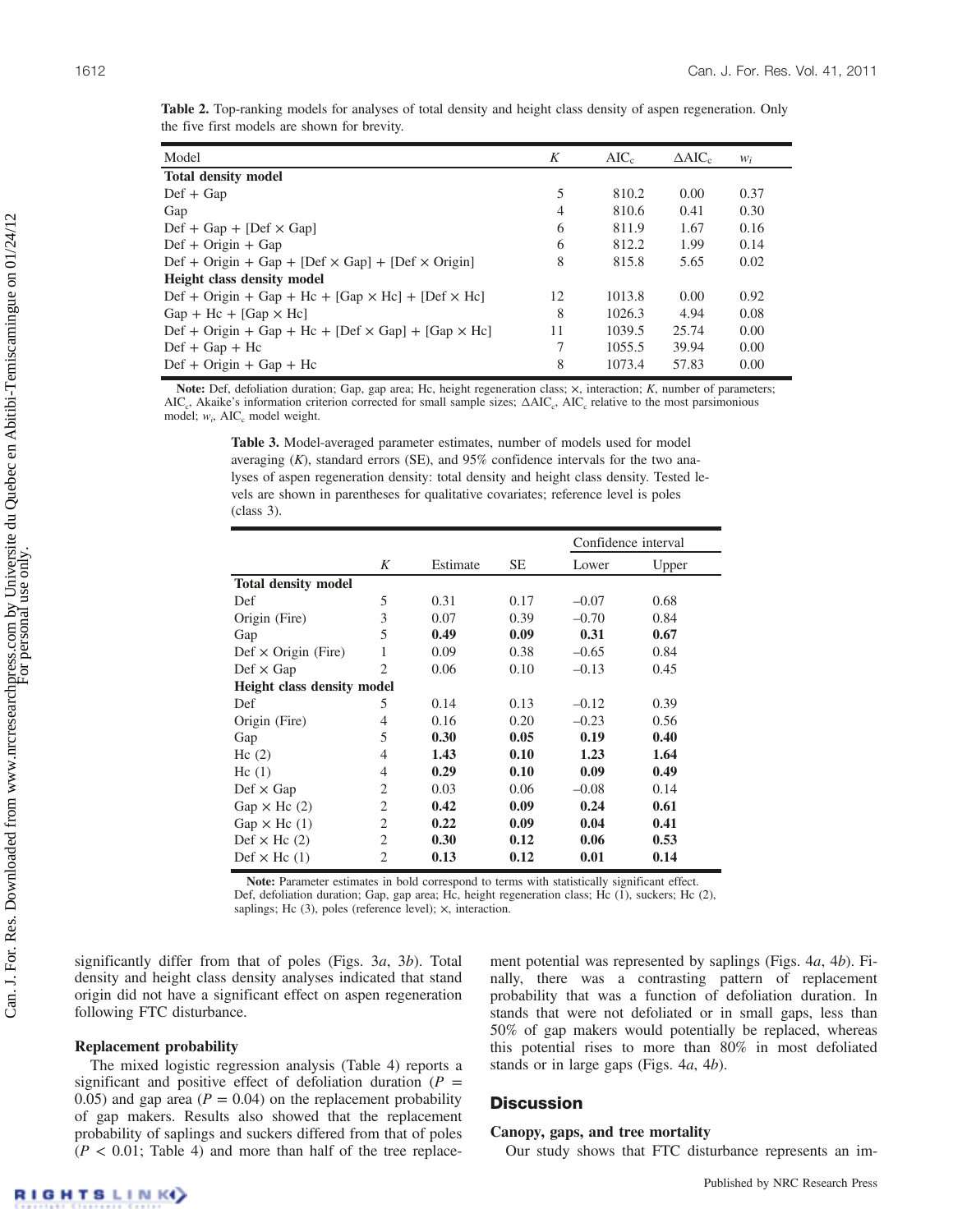**Table 2.** Top-ranking models for analyses of total density and height class density of aspen regeneration. Only the five first models are shown for brevity.

| Model | $K$ | $AIC_c$ | $\Delta AIC_c$ | $w_i$ |
|---|---|---|---|---|
| **Total density model** | | | | |
| Def + Gap | 5 | 810.2 | 0.00 | 0.37 |
| Gap | 4 | 810.6 | 0.41 | 0.30 |
| Def + Gap + [Def × Gap] | 6 | 811.9 | 1.67 | 0.16 |
| Def + Origin + Gap | 6 | 812.2 | 1.99 | 0.14 |
| Def + Origin + Gap + [Def × Gap] + [Def × Origin] | 8 | 815.8 | 5.65 | 0.02 |
| **Height class density model** | | | | |
| Def + Origin + Gap + Hc + [Gap × Hc] + [Def × Hc] | 12 | 1013.8 | 0.00 | 0.92 |
| Gap + Hc + [Gap × Hc] | 8 | 1026.3 | 4.94 | 0.08 |
| Def + Origin + Gap + Hc + [Def × Gap] + [Gap × Hc] | 11 | 1039.5 | 25.74 | 0.00 |
| Def + Gap + Hc | 7 | 1055.5 | 39.94 | 0.00 |
| Def + Origin + Gap + Hc | 8 | 1073.4 | 57.83 | 0.00 |

**Note:** Def, defoliation duration; Gap, gap area; Hc, height regeneration class; ×, interaction; $K$, number of parameters; $AIC_c$, Akaike's information criterion corrected for small sample sizes; $\Delta AIC_c$, $AIC_c$ relative to the most parsimonious model; $w_i$, $AIC_c$ model weight.

**Table 3.** Model-averaged parameter estimates, number of models used for model averaging ($K$), standard errors (SE), and 95% confidence intervals for the two analyses of aspen regeneration density: total density and height class density. Tested levels are shown in parentheses for qualitative covariates; reference level is poles (class 3).

| | | | | Confidence interval | |
|---|---|---|---|---|---|
| | $K$ | Estimate | SE | Lower | Upper |
| **Total density model** | | | | | |
| Def | 5 | 0.31 | 0.17 | –0.07 | 0.68 |
| Origin (Fire) | 3 | 0.07 | 0.39 | –0.70 | 0.84 |
| Gap | 5 | **0.49** | **0.09** | **0.31** | **0.67** |
| Def × Origin (Fire) | 1 | 0.09 | 0.38 | –0.65 | 0.84 |
| Def × Gap | 2 | 0.06 | 0.10 | –0.13 | 0.45 |
| **Height class density model** | | | | | |
| Def | 5 | 0.14 | 0.13 | –0.12 | 0.39 |
| Origin (Fire) | 4 | 0.16 | 0.20 | –0.23 | 0.56 |
| Gap | 5 | **0.30** | **0.05** | **0.19** | **0.40** |
| Hc (2) | 4 | **1.43** | **0.10** | **1.23** | **1.64** |
| Hc (1) | 4 | **0.29** | **0.10** | **0.09** | **0.49** |
| Def × Gap | 2 | 0.03 | 0.06 | –0.08 | 0.14 |
| Gap × Hc (2) | 2 | **0.42** | **0.09** | **0.24** | **0.61** |
| Gap × Hc (1) | 2 | **0.22** | **0.09** | **0.04** | **0.41** |
| Def × Hc (2) | 2 | **0.30** | **0.12** | **0.06** | **0.53** |
| Def × Hc (1) | 2 | **0.13** | **0.12** | **0.01** | **0.14** |

**Note:** Parameter estimates in bold correspond to terms with statistically significant effect. Def, defoliation duration; Gap, gap area; Hc, height regeneration class; Hc (1), suckers; Hc (2), saplings; Hc (3), poles (reference level); ×, interaction.

significantly differ from that of poles (Figs. 3*a*, 3*b*). Total density and height class density analyses indicated that stand origin did not have a significant effect on aspen regeneration following FTC disturbance.

### Replacement probability

The mixed logistic regression analysis (Table 4) reports a significant and positive effect of defoliation duration ($P = 0.05$) and gap area ($P = 0.04$) on the replacement probability of gap makers. Results also showed that the replacement probability of saplings and suckers differed from that of poles ($P < 0.01$; Table 4) and more than half of the tree replacement potential was represented by saplings (Figs. 4*a*, 4*b*). Finally, there was a contrasting pattern of replacement probability that was a function of defoliation duration. In stands that were not defoliated or in small gaps, less than 50% of gap makers would potentially be replaced, whereas this potential rises to more than 80% in most defoliated stands or in large gaps (Figs. 4*a*, 4*b*).

## Discussion

### Canopy, gaps, and tree mortality

Our study shows that FTC disturbance represents an im-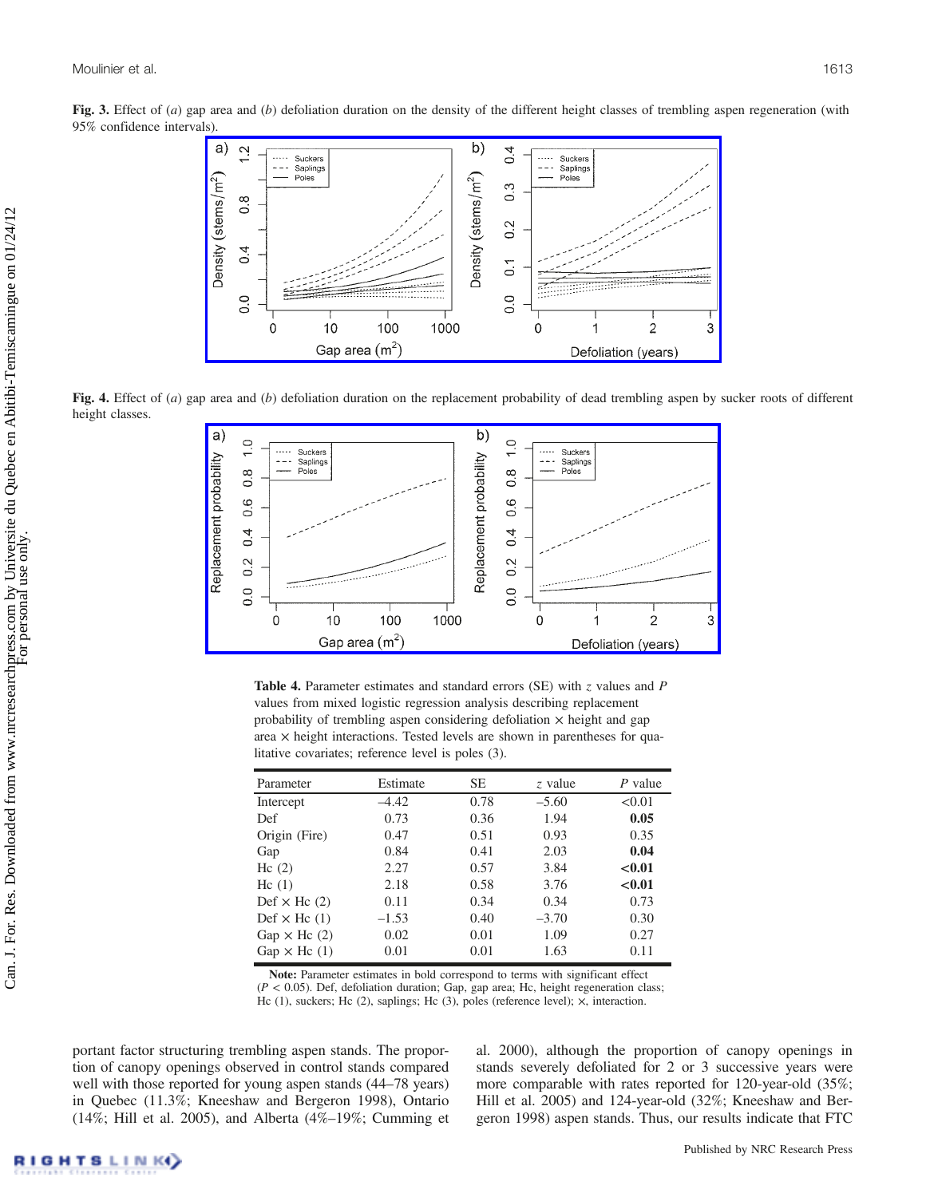**Fig. 3.** Effect of (*a*) gap area and (*b*) defoliation duration on the density of the different height classes of trembling aspen regeneration (with 95% confidence intervals).

**Fig. 4.** Effect of (*a*) gap area and (*b*) defoliation duration on the replacement probability of dead trembling aspen by sucker roots of different height classes.

**Table 4.** Parameter estimates and standard errors (SE) with $z$ values and $P$ values from mixed logistic regression analysis describing replacement probability of trembling aspen considering defoliation × height and gap area × height interactions. Tested levels are shown in parentheses for qualitative covariates; reference level is poles (3).

| Parameter | Estimate | SE | $z$ value | $P$ value |
|---|---|---|---|---|
| Intercept | –4.42 | 0.78 | –5.60 | <0.01 |
| Def | 0.73 | 0.36 | 1.94 | **0.05** |
| Origin (Fire) | 0.47 | 0.51 | 0.93 | 0.35 |
| Gap | 0.84 | 0.41 | 2.03 | **0.04** |
| Hc (2) | 2.27 | 0.57 | 3.84 | **<0.01** |
| Hc (1) | 2.18 | 0.58 | 3.76 | **<0.01** |
| Def × Hc (2) | 0.11 | 0.34 | 0.34 | 0.73 |
| Def × Hc (1) | –1.53 | 0.40 | –3.70 | 0.30 |
| Gap × Hc (2) | 0.02 | 0.01 | 1.09 | 0.27 |
| Gap × Hc (1) | 0.01 | 0.01 | 1.63 | 0.11 |

**Note:** Parameter estimates in bold correspond to terms with significant effect ($P$ < 0.05). Def, defoliation duration; Gap, gap area; Hc, height regeneration class; Hc (1), suckers; Hc (2), saplings; Hc (3), poles (reference level); ×, interaction.

portant factor structuring trembling aspen stands. The proportion of canopy openings observed in control stands compared well with those reported for young aspen stands (44–78 years) in Quebec (11.3%; Kneeshaw and Bergeron 1998), Ontario (14%; Hill et al. 2005), and Alberta (4%–19%; Cumming et al. 2000), although the proportion of canopy openings in stands severely defoliated for 2 or 3 successive years were more comparable with rates reported for 120-year-old (35%; Hill et al. 2005) and 124-year-old (32%; Kneeshaw and Bergeron 1998) aspen stands. Thus, our results indicate that FTC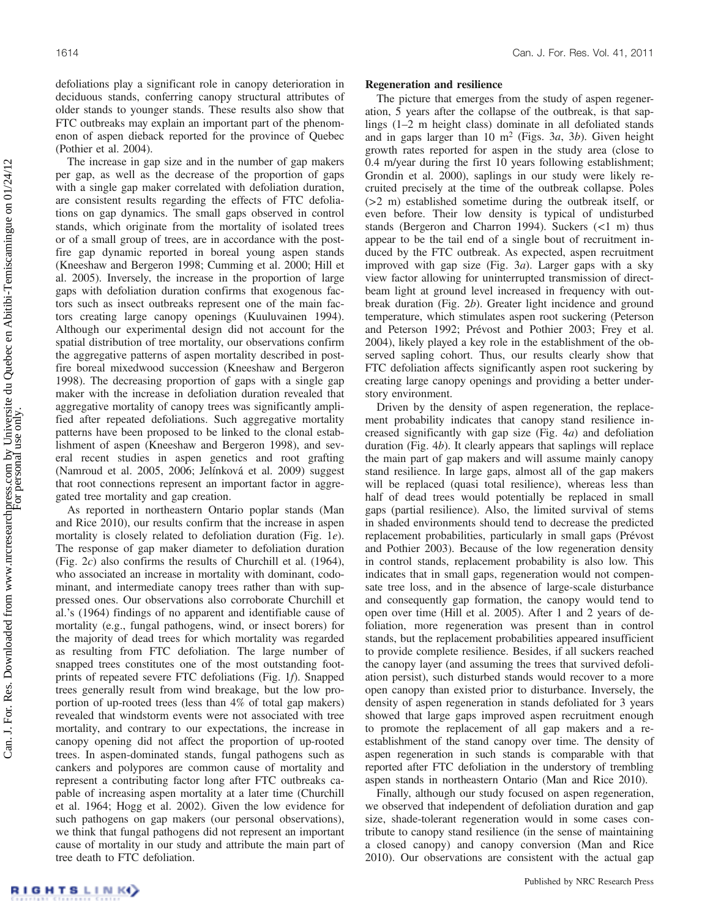defoliations play a significant role in canopy deterioration in deciduous stands, conferring canopy structural attributes of older stands to younger stands. These results also show that FTC outbreaks may explain an important part of the phenomenon of aspen dieback reported for the province of Quebec (Pothier et al. 2004).

The increase in gap size and in the number of gap makers per gap, as well as the decrease of the proportion of gaps with a single gap maker correlated with defoliation duration, are consistent results regarding the effects of FTC defoliations on gap dynamics. The small gaps observed in control stands, which originate from the mortality of isolated trees or of a small group of trees, are in accordance with the post-fire gap dynamic reported in boreal young aspen stands (Kneeshaw and Bergeron 1998; Cumming et al. 2000; Hill et al. 2005). Inversely, the increase in the proportion of large gaps with defoliation duration confirms that exogenous factors such as insect outbreaks represent one of the main factors creating large canopy openings (Kuuluvainen 1994). Although our experimental design did not account for the spatial distribution of tree mortality, our observations confirm the aggregative patterns of aspen mortality described in post-fire boreal mixedwood succession (Kneeshaw and Bergeron 1998). The decreasing proportion of gaps with a single gap maker with the increase in defoliation duration revealed that aggregative mortality of canopy trees was significantly amplified after repeated defoliations. Such aggregative mortality patterns have been proposed to be linked to the clonal establishment of aspen (Kneeshaw and Bergeron 1998), and several recent studies in aspen genetics and root grafting (Namroud et al. 2005, 2006; Jelínková et al. 2009) suggest that root connections represent an important factor in aggregated tree mortality and gap creation.

As reported in northeastern Ontario poplar stands (Man and Rice 2010), our results confirm that the increase in aspen mortality is closely related to defoliation duration (Fig. 1*e*). The response of gap maker diameter to defoliation duration (Fig. 2*c*) also confirms the results of Churchill et al. (1964), who associated an increase in mortality with dominant, codominant, and intermediate canopy trees rather than with suppressed ones. Our observations also corroborate Churchill et al.'s (1964) findings of no apparent and identifiable cause of mortality (e.g., fungal pathogens, wind, or insect borers) for the majority of dead trees for which mortality was regarded as resulting from FTC defoliation. The large number of snapped trees constitutes one of the most outstanding footprints of repeated severe FTC defoliations (Fig. 1*f*). Snapped trees generally result from wind breakage, but the low proportion of up-rooted trees (less than 4% of total gap makers) revealed that windstorm events were not associated with tree mortality, and contrary to our expectations, the increase in canopy opening did not affect the proportion of up-rooted trees. In aspen-dominated stands, fungal pathogens such as cankers and polypores are common cause of mortality and represent a contributing factor long after FTC outbreaks capable of increasing aspen mortality at a later time (Churchill et al. 1964; Hogg et al. 2002). Given the low evidence for such pathogens on gap makers (our personal observations), we think that fungal pathogens did not represent an important cause of mortality in our study and attribute the main part of tree death to FTC defoliation.

## Regeneration and resilience

The picture that emerges from the study of aspen regeneration, 5 years after the collapse of the outbreak, is that saplings (1–2 m height class) dominate in all defoliated stands and in gaps larger than 10 $m^2$ (Figs. 3*a*, 3*b*). Given height growth rates reported for aspen in the study area (close to 0.4 m/year during the first 10 years following establishment; Grondin et al. 2000), saplings in our study were likely recruited precisely at the time of the outbreak collapse. Poles (>2 m) established sometime during the outbreak itself, or even before. Their low density is typical of undisturbed stands (Bergeron and Charron 1994). Suckers (<1 m) thus appear to be the tail end of a single bout of recruitment induced by the FTC outbreak. As expected, aspen recruitment improved with gap size (Fig. 3*a*). Larger gaps with a sky view factor allowing for uninterrupted transmission of direct-beam light at ground level increased in frequency with outbreak duration (Fig. 2*b*). Greater light incidence and ground temperature, which stimulates aspen root suckering (Peterson and Peterson 1992; Prévost and Pothier 2003; Frey et al. 2004), likely played a key role in the establishment of the observed sapling cohort. Thus, our results clearly show that FTC defoliation affects significantly aspen root suckering by creating large canopy openings and providing a better understory environment.

Driven by the density of aspen regeneration, the replacement probability indicates that canopy stand resilience increased significantly with gap size (Fig. 4*a*) and defoliation duration (Fig. 4*b*). It clearly appears that saplings will replace the main part of gap makers and will assume mainly canopy stand resilience. In large gaps, almost all of the gap makers will be replaced (quasi total resilience), whereas less than half of dead trees would potentially be replaced in small gaps (partial resilience). Also, the limited survival of stems in shaded environments should tend to decrease the predicted replacement probabilities, particularly in small gaps (Prévost and Pothier 2003). Because of the low regeneration density in control stands, replacement probability is also low. This indicates that in small gaps, regeneration would not compensate tree loss, and in the absence of large-scale disturbance and consequently gap formation, the canopy would tend to open over time (Hill et al. 2005). After 1 and 2 years of defoliation, more regeneration was present than in control stands, but the replacement probabilities appeared insufficient to provide complete resilience. Besides, if all suckers reached the canopy layer (and assuming the trees that survived defoliation persist), such disturbed stands would recover to a more open canopy than existed prior to disturbance. Inversely, the density of aspen regeneration in stands defoliated for 3 years showed that large gaps improved aspen recruitment enough to promote the replacement of all gap makers and a reestablishment of the stand canopy over time. The density of aspen regeneration in such stands is comparable with that reported after FTC defoliation in the understory of trembling aspen stands in northeastern Ontario (Man and Rice 2010).

Finally, although our study focused on aspen regeneration, we observed that independent of defoliation duration and gap size, shade-tolerant regeneration would in some cases contribute to canopy stand resilience (in the sense of maintaining a closed canopy) and canopy conversion (Man and Rice 2010). Our observations are consistent with the actual gap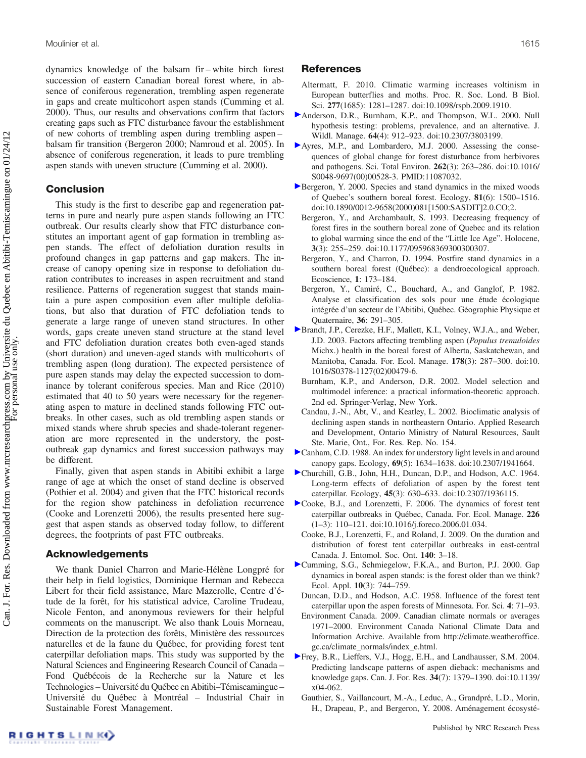dynamics knowledge of the balsam fir – white birch forest succession of eastern Canadian boreal forest where, in absence of coniferous regeneration, trembling aspen regenerate in gaps and create multicohort aspen stands (Cumming et al. 2000). Thus, our results and observations confirm that factors creating gaps such as FTC disturbance favour the establishment of new cohorts of trembling aspen during trembling aspen – balsam fir transition (Bergeron 2000; Namroud et al. 2005). In absence of coniferous regeneration, it leads to pure trembling aspen stands with uneven structure (Cumming et al. 2000).

## Conclusion

This study is the first to describe gap and regeneration patterns in pure and nearly pure aspen stands following an FTC outbreak. Our results clearly show that FTC disturbance constitutes an important agent of gap formation in trembling aspen stands. The effect of defoliation duration results in profound changes in gap patterns and gap makers. The increase of canopy opening size in response to defoliation duration contributes to increases in aspen recruitment and stand resilience. Patterns of regeneration suggest that stands maintain a pure aspen composition even after multiple defoliations, but also that duration of FTC defoliation tends to generate a large range of uneven stand structures. In other words, gaps create uneven stand structure at the stand level and FTC defoliation duration creates both even-aged stands (short duration) and uneven-aged stands with multicohorts of trembling aspen (long duration). The expected persistence of pure aspen stands may delay the expected succession to dominance by tolerant coniferous species. Man and Rice (2010) estimated that 40 to 50 years were necessary for the regenerating aspen to mature in declined stands following FTC outbreaks. In other cases, such as old trembling aspen stands or mixed stands where shrub species and shade-tolerant regeneration are more represented in the understory, the post-outbreak gap dynamics and forest succession pathways may be different.

Finally, given that aspen stands in Abitibi exhibit a large range of age at which the onset of stand decline is observed (Pothier et al. 2004) and given that the FTC historical records for the region show patchiness in defoliation recurrence (Cooke and Lorenzetti 2006), the results presented here suggest that aspen stands as observed today follow, to different degrees, the footprints of past FTC outbreaks.

## Acknowledgements

We thank Daniel Charron and Marie-Hélène Longpré for their help in field logistics, Dominique Herman and Rebecca Libert for their field assistance, Marc Mazerolle, Centre d'étude de la forêt, for his statistical advice, Caroline Trudeau, Nicole Fenton, and anonymous reviewers for their helpful comments on the manuscript. We also thank Louis Morneau, Direction de la protection des forêts, Ministère des ressources naturelles et de la faune du Québec, for providing forest tent caterpillar defoliation maps. This study was supported by the Natural Sciences and Engineering Research Council of Canada – Fond Québécois de la Recherche sur la Nature et les Technologies – Université du Québec en Abitibi–Témiscamingue – Université du Québec à Montréal – Industrial Chair in Sustainable Forest Management.

## References

Altermatt, F. 2010. Climatic warming increases voltinism in European butterflies and moths. Proc. R. Soc. Lond. B Biol. Sci. **277**(1685): 1281–1287. doi:10.1098/rspb.2009.1910.

Anderson, D.R., Burnham, K.P., and Thompson, W.L. 2000. Null hypothesis testing: problems, prevalence, and an alternative. J. Wildl. Manage. **64**(4): 912–923. doi:10.2307/3803199.

Ayres, M.P., and Lombardero, M.J. 2000. Assessing the consequences of global change for forest disturbance from herbivores and pathogens. Sci. Total Environ. **262**(3): 263–286. doi:10.1016/S0048-9697(00)00528-3. PMID:11087032.

Bergeron, Y. 2000. Species and stand dynamics in the mixed woods of Quebec's southern boreal forest. Ecology, **81**(6): 1500–1516. doi:10.1890/0012-9658(2000)081[1500:SASDIT]2.0.CO;2.

Bergeron, Y., and Archambault, S. 1993. Decreasing frequency of forest fires in the southern boreal zone of Quebec and its relation to global warming since the end of the "Little Ice Age". Holocene, **3**(3): 255–259. doi:10.1177/095968369300300307.

Bergeron, Y., and Charron, D. 1994. Postfire stand dynamics in a southern boreal forest (Québec): a dendroecological approach. Ecoscience, **1**: 173–184.

Bergeron, Y., Camiré, C., Bouchard, A., and Ganglof, P. 1982. Analyse et classification des sols pour une étude écologique intégrée d'un secteur de l'Abitibi, Québec. Géographie Physique et Quaternaire, **36**: 291–305.

Brandt, J.P., Cerezke, H.F., Mallett, K.I., Volney, W.J.A., and Weber, J.D. 2003. Factors affecting trembling aspen (*Populus tremuloides* Michx.) health in the boreal forest of Alberta, Saskatchewan, and Manitoba, Canada. For. Ecol. Manage. **178**(3): 287–300. doi:10.1016/S0378-1127(02)00479-6.

Burnham, K.P., and Anderson, D.R. 2002. Model selection and multimodel inference: a practical information-theoretic approach. 2nd ed. Springer-Verlag, New York.

Candau, J.-N., Abt, V., and Keatley, L. 2002. Bioclimatic analysis of declining aspen stands in northeastern Ontario. Applied Research and Development, Ontario Ministry of Natural Resources, Sault Ste. Marie, Ont., For. Res. Rep. No. 154.

Canham, C.D. 1988. An index for understory light levels in and around canopy gaps. Ecology, **69**(5): 1634–1638. doi:10.2307/1941664.

Churchill, G.B., John, H.H., Duncan, D.P., and Hodson, A.C. 1964. Long-term effects of defoliation of aspen by the forest tent caterpillar. Ecology, **45**(3): 630–633. doi:10.2307/1936115.

Cooke, B.J., and Lorenzetti, F. 2006. The dynamics of forest tent caterpillar outbreaks in Québec, Canada. For. Ecol. Manage. **226** (1–3): 110–121. doi:10.1016/j.foreco.2006.01.034.

Cooke, B.J., Lorenzetti, F., and Roland, J. 2009. On the duration and distribution of forest tent caterpillar outbreaks in east-central Canada. J. Entomol. Soc. Ont. **140**: 3–18.

Cumming, S.G., Schmiegelow, F.K.A., and Burton, P.J. 2000. Gap dynamics in boreal aspen stands: is the forest older than we think? Ecol. Appl. **10**(3): 744–759.

Duncan, D.D., and Hodson, A.C. 1958. Influence of the forest tent caterpillar upon the aspen forests of Minnesota. For. Sci. **4**: 71–93.

Environment Canada. 2009. Canadian climate normals or averages 1971–2000. Environment Canada National Climate Data and Information Archive. Available from http://climate.weatheroffice.gc.ca/climate_normals/index_e.html.

Frey, B.R., Lieffers, V.J., Hogg, E.H., and Landhausser, S.M. 2004. Predicting landscape patterns of aspen dieback: mechanisms and knowledge gaps. Can. J. For. Res. **34**(7): 1379–1390. doi:10.1139/x04-062.

Gauthier, S., Vaillancourt, M.-A., Leduc, A., Grandpré, L.D., Morin, H., Drapeau, P., and Bergeron, Y. 2008. Aménagement écosysté-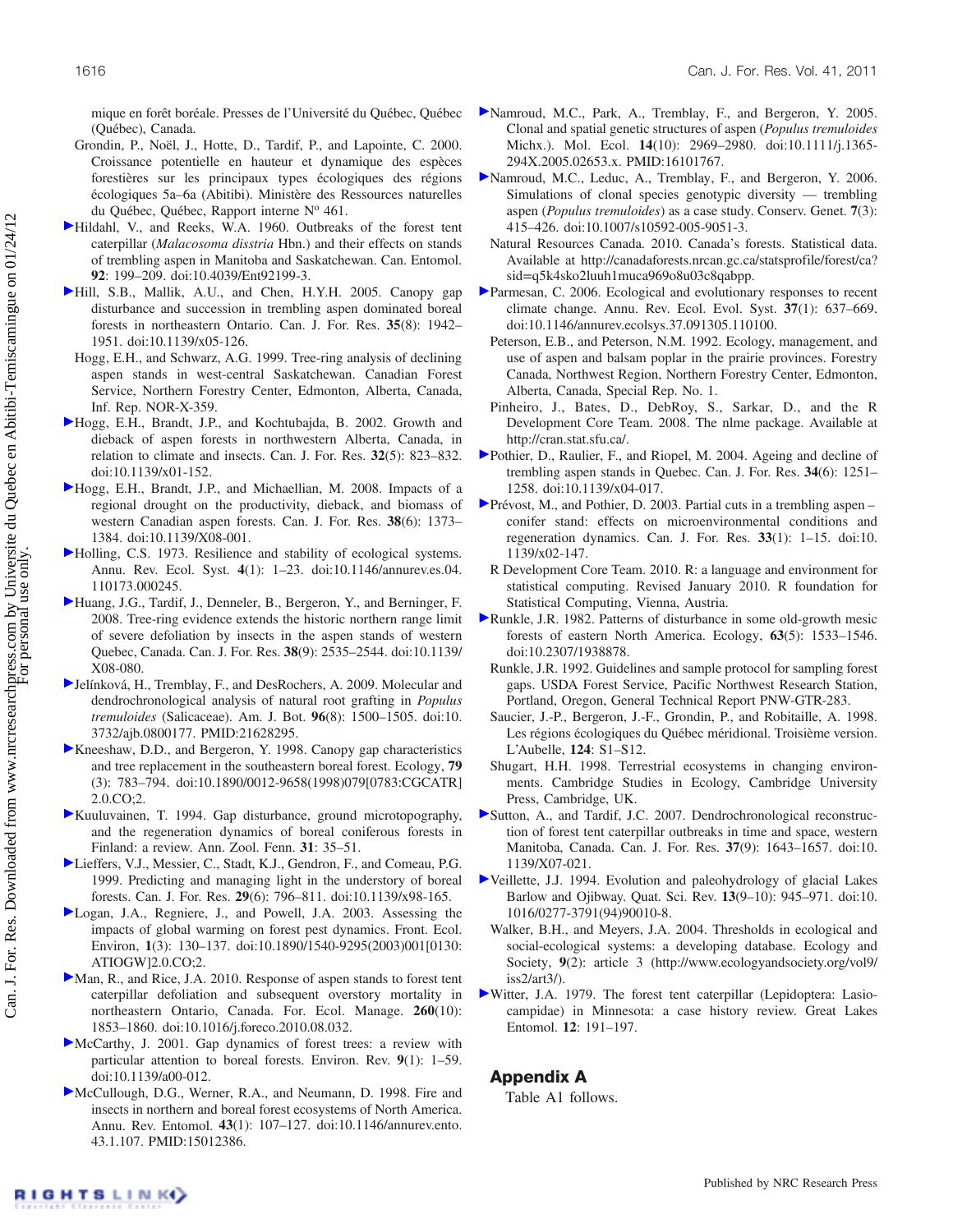mique en forêt boréale. Presses de l'Université du Québec, Québec (Québec), Canada.

Grondin, P., Noël, J., Hotte, D., Tardif, P., and Lapointe, C. 2000. Croissance potentielle en hauteur et dynamique des espèces forestières sur les principaux types écologiques des régions écologiques 5a–6a (Abitibi). Ministère des Ressources naturelles du Québec, Québec, Rapport interne N° 461.

Hildahl, V., and Reeks, W.A. 1960. Outbreaks of the forest tent caterpillar (*Malacosoma disstria* Hbn.) and their effects on stands of trembling aspen in Manitoba and Saskatchewan. Can. Entomol. **92**: 199–209. doi:10.4039/Ent92199-3.

Hill, S.B., Mallik, A.U., and Chen, H.Y.H. 2005. Canopy gap disturbance and succession in trembling aspen dominated boreal forests in northeastern Ontario. Can. J. For. Res. **35**(8): 1942–1951. doi:10.1139/x05-126.

Hogg, E.H., and Schwarz, A.G. 1999. Tree-ring analysis of declining aspen stands in west-central Saskatchewan. Canadian Forest Service, Northern Forestry Center, Edmonton, Alberta, Canada, Inf. Rep. NOR-X-359.

Hogg, E.H., Brandt, J.P., and Kochtubajda, B. 2002. Growth and dieback of aspen forests in northwestern Alberta, Canada, in relation to climate and insects. Can. J. For. Res. **32**(5): 823–832. doi:10.1139/x01-152.

Hogg, E.H., Brandt, J.P., and Michaellian, M. 2008. Impacts of a regional drought on the productivity, dieback, and biomass of western Canadian aspen forests. Can. J. For. Res. **38**(6): 1373–1384. doi:10.1139/X08-001.

Holling, C.S. 1973. Resilience and stability of ecological systems. Annu. Rev. Ecol. Syst. **4**(1): 1–23. doi:10.1146/annurev.es.04.110173.000245.

Huang, J.G., Tardif, J., Denneler, B., Bergeron, Y., and Berninger, F. 2008. Tree-ring evidence extends the historic northern range limit of severe defoliation by insects in the aspen stands of western Quebec, Canada. Can. J. For. Res. **38**(9): 2535–2544. doi:10.1139/X08-080.

Jelínková, H., Tremblay, F., and DesRochers, A. 2009. Molecular and dendrochronological analysis of natural root grafting in *Populus tremuloides* (Salicaceae). Am. J. Bot. **96**(8): 1500–1505. doi:10.3732/ajb.0800177. PMID:21628295.

Kneeshaw, D.D., and Bergeron, Y. 1998. Canopy gap characteristics and tree replacement in the southeastern boreal forest. Ecology, **79**(3): 783–794. doi:10.1890/0012-9658(1998)079[0783:CGCATR]2.0.CO;2.

Kuuluvainen, T. 1994. Gap disturbance, ground microtopography, and the regeneration dynamics of boreal coniferous forests in Finland: a review. Ann. Zool. Fenn. **31**: 35–51.

Lieffers, V.J., Messier, C., Stadt, K.J., Gendron, F., and Comeau, P.G. 1999. Predicting and managing light in the understory of boreal forests. Can. J. For. Res. **29**(6): 796–811. doi:10.1139/x98-165.

Logan, J.A., Regniere, J., and Powell, J.A. 2003. Assessing the impacts of global warming on forest pest dynamics. Front. Ecol. Environ, **1**(3): 130–137. doi:10.1890/1540-9295(2003)001[0130:ATIOGW]2.0.CO;2.

Man, R., and Rice, J.A. 2010. Response of aspen stands to forest tent caterpillar defoliation and subsequent overstory mortality in northeastern Ontario, Canada. For. Ecol. Manage. **260**(10): 1853–1860. doi:10.1016/j.foreco.2010.08.032.

McCarthy, J. 2001. Gap dynamics of forest trees: a review with particular attention to boreal forests. Environ. Rev. **9**(1): 1–59. doi:10.1139/a00-012.

McCullough, D.G., Werner, R.A., and Neumann, D. 1998. Fire and insects in northern and boreal forest ecosystems of North America. Annu. Rev. Entomol. **43**(1): 107–127. doi:10.1146/annurev.ento.43.1.107. PMID:15012386.

Namroud, M.C., Park, A., Tremblay, F., and Bergeron, Y. 2005. Clonal and spatial genetic structures of aspen (*Populus tremuloides* Michx.). Mol. Ecol. **14**(10): 2969–2980. doi:10.1111/j.1365-294X.2005.02653.x. PMID:16101767.

Namroud, M.C., Leduc, A., Tremblay, F., and Bergeron, Y. 2006. Simulations of clonal species genotypic diversity — trembling aspen (*Populus tremuloides*) as a case study. Conserv. Genet. **7**(3): 415–426. doi:10.1007/s10592-005-9051-3.

Natural Resources Canada. 2010. Canada's forests. Statistical data. Available at http://canadaforests.nrcan.gc.ca/statsprofile/forest/ca?sid=q5k4sko2luuh1muca969o8u03c8qabpp.

Parmesan, C. 2006. Ecological and evolutionary responses to recent climate change. Annu. Rev. Ecol. Evol. Syst. **37**(1): 637–669. doi:10.1146/annurev.ecolsys.37.091305.110100.

Peterson, E.B., and Peterson, N.M. 1992. Ecology, management, and use of aspen and balsam poplar in the prairie provinces. Forestry Canada, Northwest Region, Northern Forestry Center, Edmonton, Alberta, Canada, Special Rep. No. 1.

Pinheiro, J., Bates, D., DebRoy, S., Sarkar, D., and the R Development Core Team. 2008. The nlme package. Available at http://cran.stat.sfu.ca/.

Pothier, D., Raulier, F., and Riopel, M. 2004. Ageing and decline of trembling aspen stands in Quebec. Can. J. For. Res. **34**(6): 1251–1258. doi:10.1139/x04-017.

Prévost, M., and Pothier, D. 2003. Partial cuts in a trembling aspen – conifer stand: effects on microenvironmental conditions and regeneration dynamics. Can. J. For. Res. **33**(1): 1–15. doi:10.1139/x02-147.

R Development Core Team. 2010. R: a language and environment for statistical computing. Revised January 2010. R foundation for Statistical Computing, Vienna, Austria.

Runkle, J.R. 1982. Patterns of disturbance in some old-growth mesic forests of eastern North America. Ecology, **63**(5): 1533–1546. doi:10.2307/1938878.

Runkle, J.R. 1992. Guidelines and sample protocol for sampling forest gaps. USDA Forest Service, Pacific Northwest Research Station, Portland, Oregon, General Technical Report PNW-GTR-283.

Saucier, J.-P., Bergeron, J.-F., Grondin, P., and Robitaille, A. 1998. Les régions écologiques du Québec méridional. Troisième version. L'Aubelle, **124**: S1–S12.

Shugart, H.H. 1998. Terrestrial ecosystems in changing environments. Cambridge Studies in Ecology, Cambridge University Press, Cambridge, UK.

Sutton, A., and Tardif, J.C. 2007. Dendrochronological reconstruction of forest tent caterpillar outbreaks in time and space, western Manitoba, Canada. Can. J. For. Res. **37**(9): 1643–1657. doi:10.1139/X07-021.

Veillette, J.J. 1994. Evolution and paleohydrology of glacial Lakes Barlow and Ojibway. Quat. Sci. Rev. **13**(9–10): 945–971. doi:10.1016/0277-3791(94)90010-8.

Walker, B.H., and Meyers, J.A. 2004. Thresholds in ecological and social-ecological systems: a developing database. Ecology and Society, **9**(2): article 3 (http://www.ecologyandsociety.org/vol9/iss2/art3/).

Witter, J.A. 1979. The forest tent caterpillar (Lepidoptera: Lasiocampidae) in Minnesota: a case history review. Great Lakes Entomol. **12**: 191–197.

## Appendix A

Table A1 follows.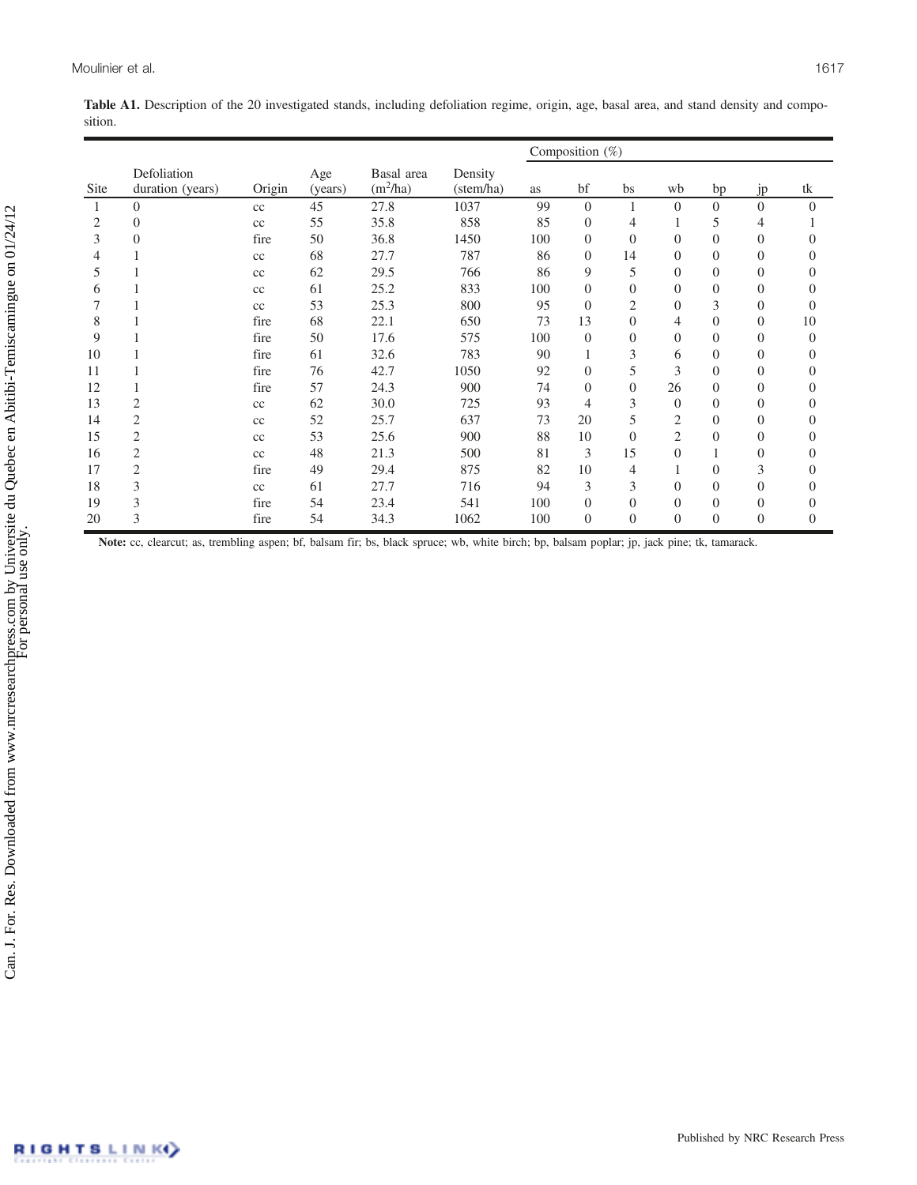**Table A1.** Description of the 20 investigated stands, including defoliation regime, origin, age, basal area, and stand density and composition.

| Site | Defoliation duration (years) | Origin | Age (years) | Basal area ($m^2$/ha) | Density (stem/ha) | Composition (%) | | | | | | |
|---|---|---|---|---|---|---|---|---|---|---|---|---|
| | | | | | | as | bf | bs | wb | bp | jp | tk |
| 1 | 0 | cc | 45 | 27.8 | 1037 | 99 | 0 | 1 | 0 | 0 | 0 | 0 |
| 2 | 0 | cc | 55 | 35.8 | 858 | 85 | 0 | 4 | 1 | 5 | 4 | 1 |
| 3 | 0 | fire | 50 | 36.8 | 1450 | 100 | 0 | 0 | 0 | 0 | 0 | 0 |
| 4 | 1 | cc | 68 | 27.7 | 787 | 86 | 0 | 14 | 0 | 0 | 0 | 0 |
| 5 | 1 | cc | 62 | 29.5 | 766 | 86 | 9 | 5 | 0 | 0 | 0 | 0 |
| 6 | 1 | cc | 61 | 25.2 | 833 | 100 | 0 | 0 | 0 | 0 | 0 | 0 |
| 7 | 1 | cc | 53 | 25.3 | 800 | 95 | 0 | 2 | 0 | 3 | 0 | 0 |
| 8 | 1 | fire | 68 | 22.1 | 650 | 73 | 13 | 0 | 4 | 0 | 0 | 10 |
| 9 | 1 | fire | 50 | 17.6 | 575 | 100 | 0 | 0 | 0 | 0 | 0 | 0 |
| 10 | 1 | fire | 61 | 32.6 | 783 | 90 | 1 | 3 | 6 | 0 | 0 | 0 |
| 11 | 1 | fire | 76 | 42.7 | 1050 | 92 | 0 | 5 | 3 | 0 | 0 | 0 |
| 12 | 1 | fire | 57 | 24.3 | 900 | 74 | 0 | 0 | 26 | 0 | 0 | 0 |
| 13 | 2 | cc | 62 | 30.0 | 725 | 93 | 4 | 3 | 0 | 0 | 0 | 0 |
| 14 | 2 | cc | 52 | 25.7 | 637 | 73 | 20 | 5 | 2 | 0 | 0 | 0 |
| 15 | 2 | cc | 53 | 25.6 | 900 | 88 | 10 | 0 | 2 | 0 | 0 | 0 |
| 16 | 2 | cc | 48 | 21.3 | 500 | 81 | 3 | 15 | 0 | 1 | 0 | 0 |
| 17 | 2 | fire | 49 | 29.4 | 875 | 82 | 10 | 4 | 1 | 0 | 3 | 0 |
| 18 | 3 | cc | 61 | 27.7 | 716 | 94 | 3 | 3 | 0 | 0 | 0 | 0 |
| 19 | 3 | fire | 54 | 23.4 | 541 | 100 | 0 | 0 | 0 | 0 | 0 | 0 |
| 20 | 3 | fire | 54 | 34.3 | 1062 | 100 | 0 | 0 | 0 | 0 | 0 | 0 |

**Note:** cc, clearcut; as, trembling aspen; bf, balsam fir; bs, black spruce; wb, white birch; bp, balsam poplar; jp, jack pine; tk, tamarack.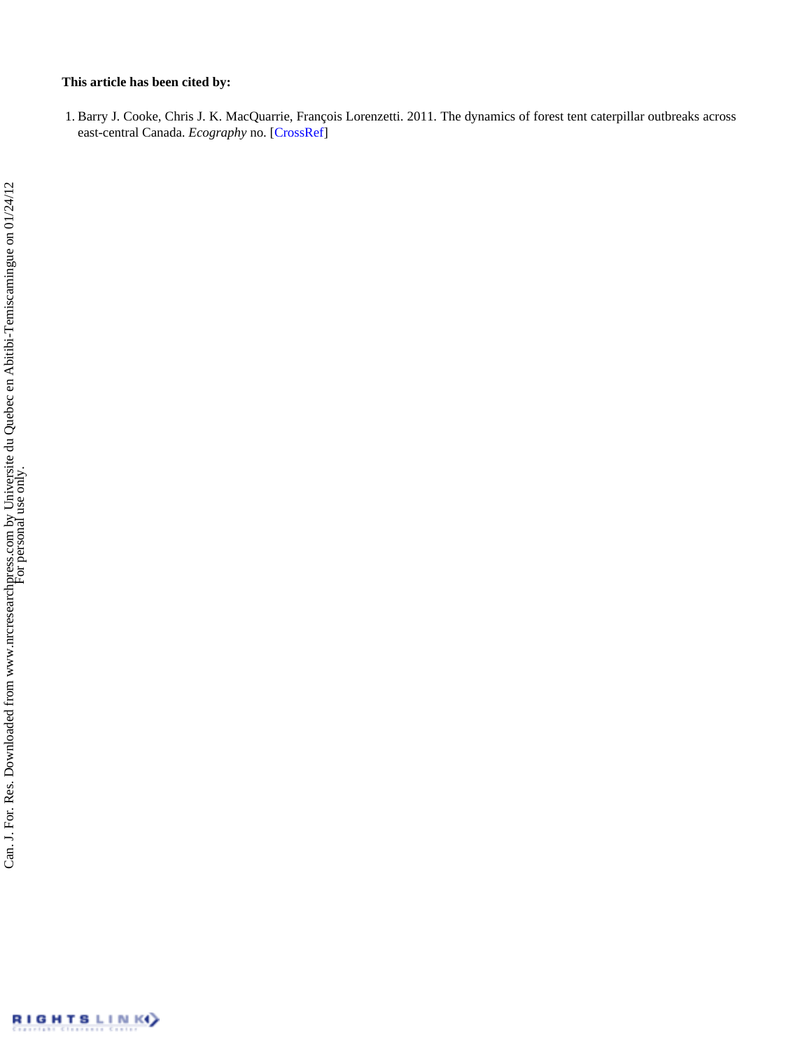**This article has been cited by:**

1. Barry J. Cooke, Chris J. K. MacQuarrie, François Lorenzetti. 2011. The dynamics of forest tent caterpillar outbreaks across east-central Canada. *Ecography* no. [CrossRef]